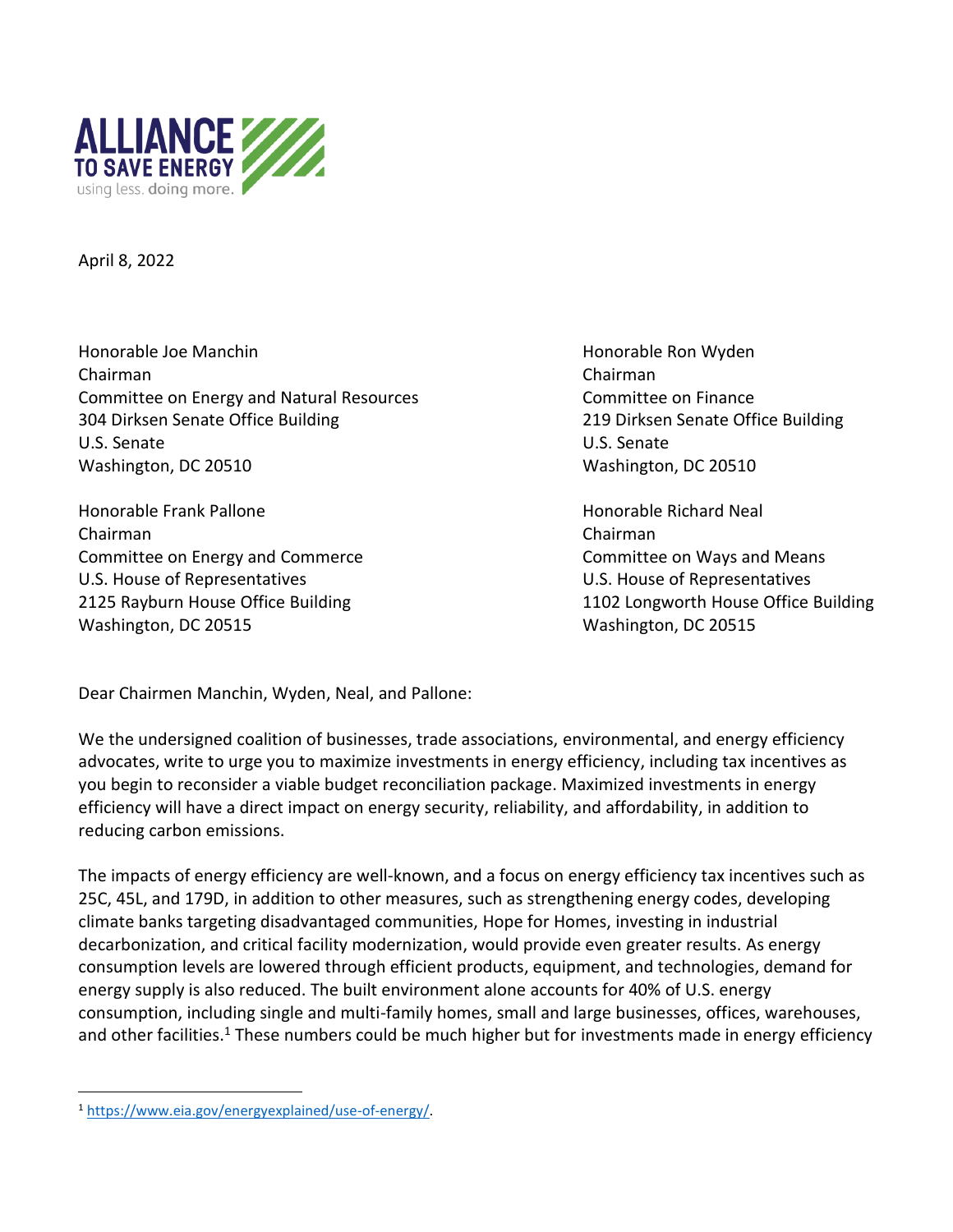ALLIANCE TO SAVE ENERGY
using less. doing more.

April 8, 2022

Honorable Joe Manchin
Chairman
Committee on Energy and Natural Resources
304 Dirksen Senate Office Building
U.S. Senate
Washington, DC 20510

Honorable Ron Wyden
Chairman
Committee on Finance
219 Dirksen Senate Office Building
U.S. Senate
Washington, DC 20510

Honorable Frank Pallone
Chairman
Committee on Energy and Commerce
U.S. House of Representatives
2125 Rayburn House Office Building
Washington, DC 20515

Honorable Richard Neal
Chairman
Committee on Ways and Means
U.S. House of Representatives
1102 Longworth House Office Building
Washington, DC 20515

Dear Chairmen Manchin, Wyden, Neal, and Pallone:

We the undersigned coalition of businesses, trade associations, environmental, and energy efficiency advocates, write to urge you to maximize investments in energy efficiency, including tax incentives as you begin to reconsider a viable budget reconciliation package. Maximized investments in energy efficiency will have a direct impact on energy security, reliability, and affordability, in addition to reducing carbon emissions.

The impacts of energy efficiency are well-known, and a focus on energy efficiency tax incentives such as 25C, 45L, and 179D, in addition to other measures, such as strengthening energy codes, developing climate banks targeting disadvantaged communities, Hope for Homes, investing in industrial decarbonization, and critical facility modernization, would provide even greater results. As energy consumption levels are lowered through efficient products, equipment, and technologies, demand for energy supply is also reduced. The built environment alone accounts for 40% of U.S. energy consumption, including single and multi-family homes, small and large businesses, offices, warehouses, and other facilities.[1] These numbers could be much higher but for investments made in energy efficiency

[1] https://www.eia.gov/energyexplained/use-of-energy/.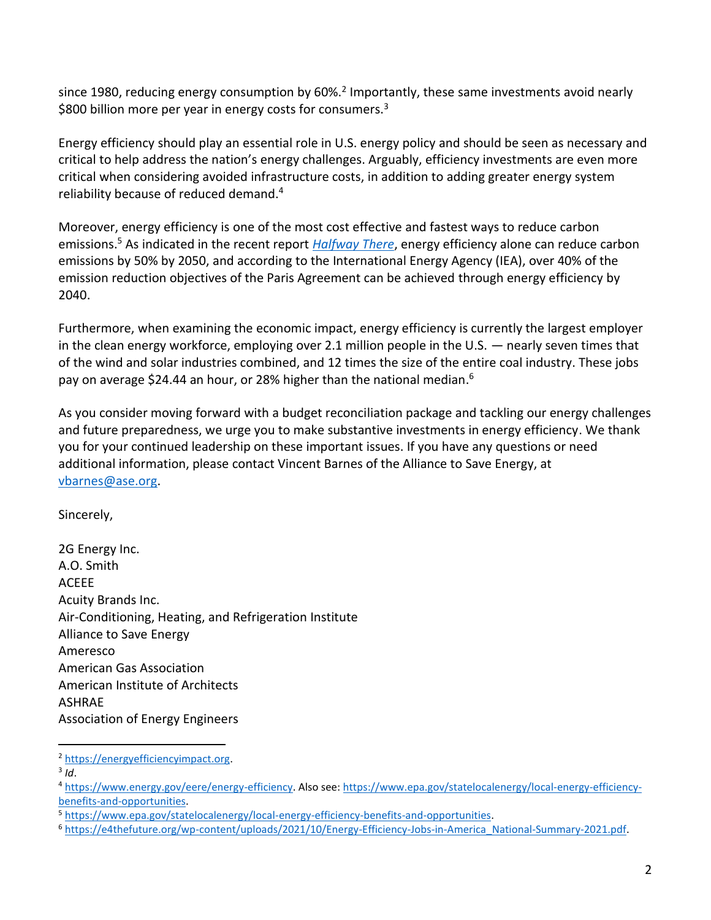since 1980, reducing energy consumption by 60%.[2] Importantly, these same investments avoid nearly $800 billion more per year in energy costs for consumers.[3]

Energy efficiency should play an essential role in U.S. energy policy and should be seen as necessary and critical to help address the nation's energy challenges. Arguably, efficiency investments are even more critical when considering avoided infrastructure costs, in addition to adding greater energy system reliability because of reduced demand.[4]

Moreover, energy efficiency is one of the most cost effective and fastest ways to reduce carbon emissions.[5] As indicated in the recent report [*Halfway There*](), energy efficiency alone can reduce carbon emissions by 50% by 2050, and according to the International Energy Agency (IEA), over 40% of the emission reduction objectives of the Paris Agreement can be achieved through energy efficiency by 2040.

Furthermore, when examining the economic impact, energy efficiency is currently the largest employer in the clean energy workforce, employing over 2.1 million people in the U.S. — nearly seven times that of the wind and solar industries combined, and 12 times the size of the entire coal industry. These jobs pay on average $24.44 an hour, or 28% higher than the national median.[6]

As you consider moving forward with a budget reconciliation package and tackling our energy challenges and future preparedness, we urge you to make substantive investments in energy efficiency. We thank you for your continued leadership on these important issues. If you have any questions or need additional information, please contact Vincent Barnes of the Alliance to Save Energy, at vbarnes@ase.org.

Sincerely,

2G Energy Inc.
A.O. Smith
ACEEE
Acuity Brands Inc.
Air-Conditioning, Heating, and Refrigeration Institute
Alliance to Save Energy
Ameresco
American Gas Association
American Institute of Architects
ASHRAE
Association of Energy Engineers

---

[2] https://energyefficiencyimpact.org.

[3] *Id*.

[4] https://www.energy.gov/eere/energy-efficiency. Also see: https://www.epa.gov/statelocalenergy/local-energy-efficiency-benefits-and-opportunities.

[5] https://www.epa.gov/statelocalenergy/local-energy-efficiency-benefits-and-opportunities.

[6] https://e4thefuture.org/wp-content/uploads/2021/10/Energy-Efficiency-Jobs-in-America_National-Summary-2021.pdf.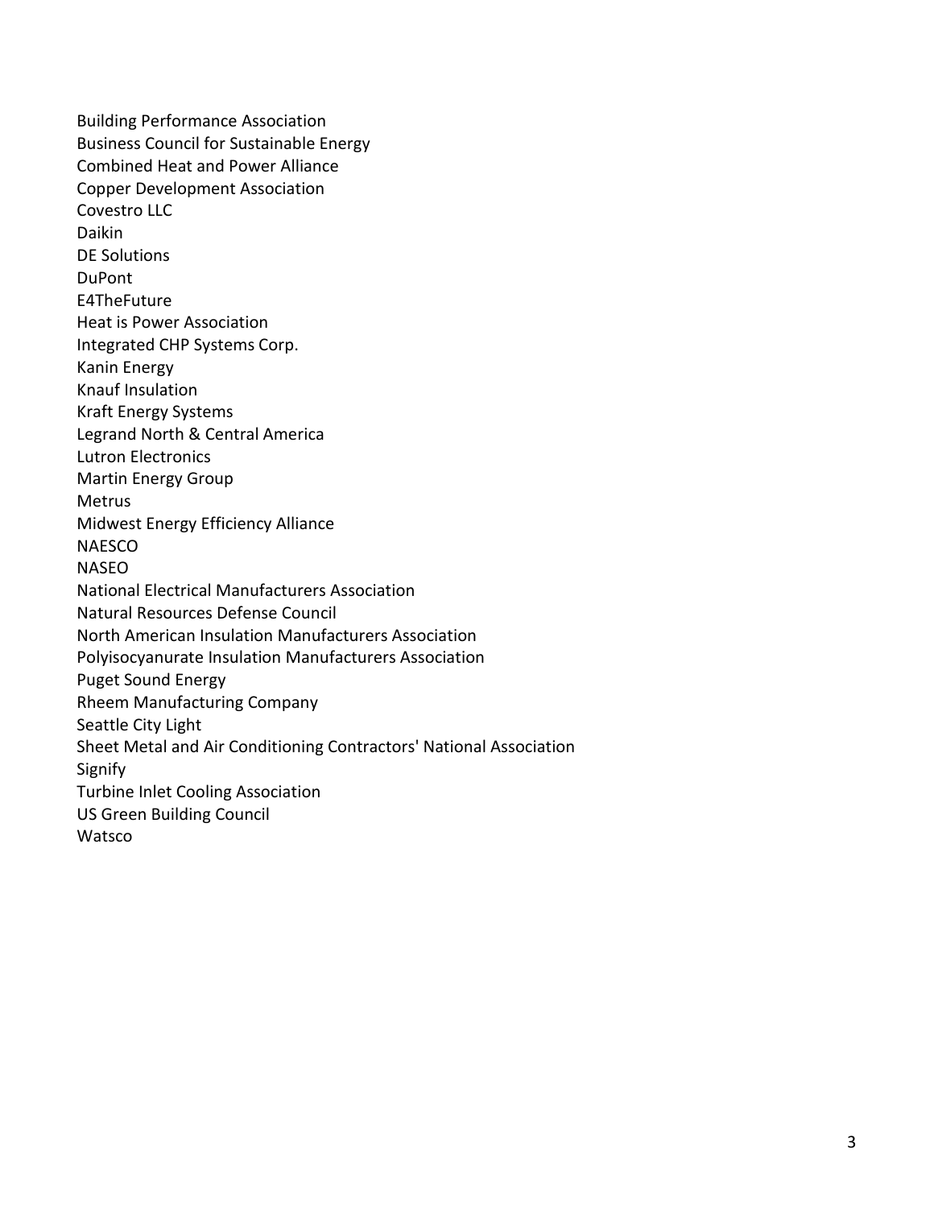Building Performance Association
Business Council for Sustainable Energy
Combined Heat and Power Alliance
Copper Development Association
Covestro LLC
Daikin
DE Solutions
DuPont
E4TheFuture
Heat is Power Association
Integrated CHP Systems Corp.
Kanin Energy
Knauf Insulation
Kraft Energy Systems
Legrand North & Central America
Lutron Electronics
Martin Energy Group
Metrus
Midwest Energy Efficiency Alliance
NAESCO
NASEO
National Electrical Manufacturers Association
Natural Resources Defense Council
North American Insulation Manufacturers Association
Polyisocyanurate Insulation Manufacturers Association
Puget Sound Energy
Rheem Manufacturing Company
Seattle City Light
Sheet Metal and Air Conditioning Contractors' National Association
Signify
Turbine Inlet Cooling Association
US Green Building Council
Watsco